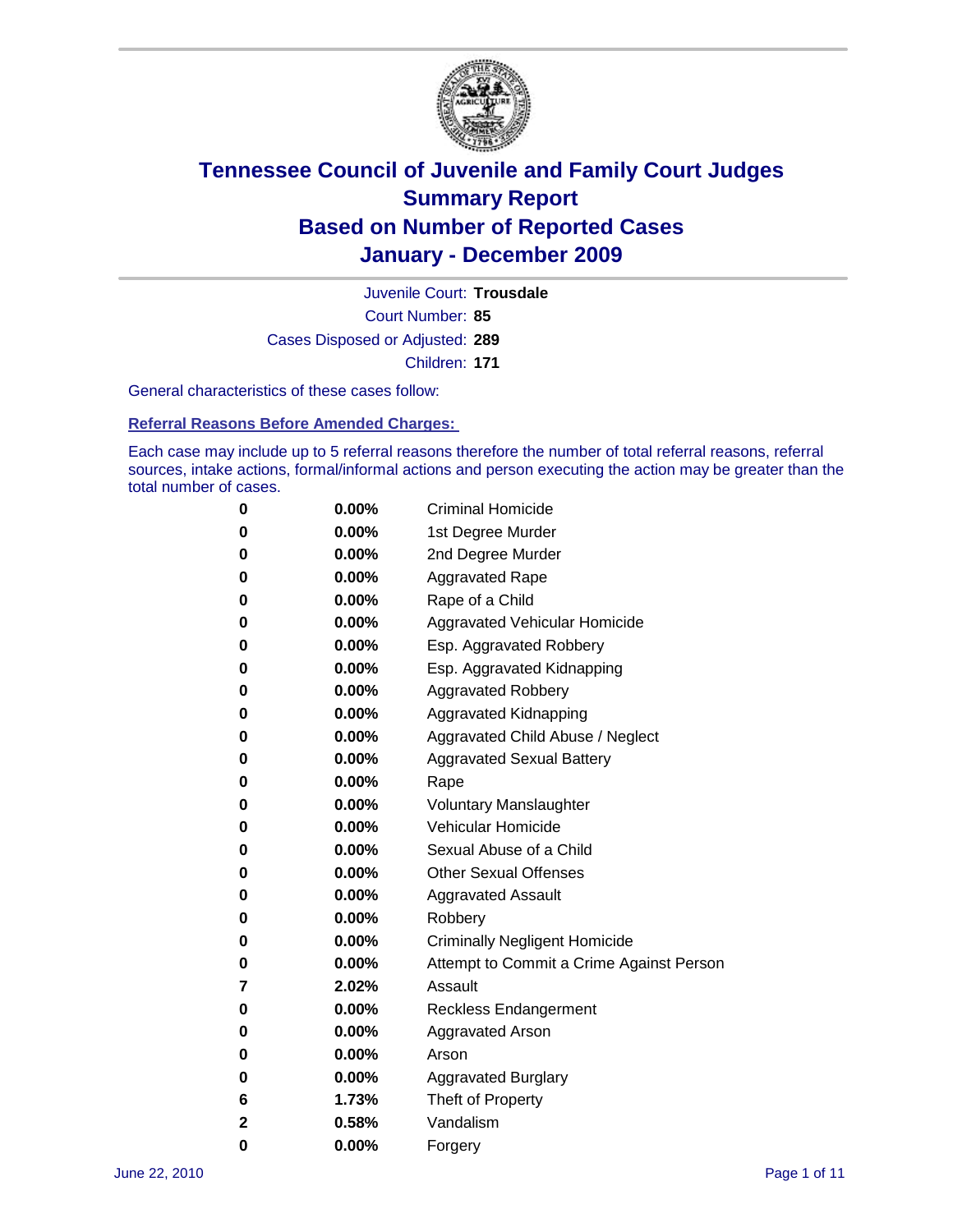# Tennessee Council of Juvenile and Family Court Judges
## Summary Report
## Based on Number of Reported Cases
## January - December 2009

Juvenile Court: **Trousdale**

Court Number: **85**

Cases Disposed or Adjusted: **289**

Children: **171**

General characteristics of these cases follow:

### Referral Reasons Before Amended Charges:

Each case may include up to 5 referral reasons therefore the number of total referral reasons, referral sources, intake actions, formal/informal actions and person executing the action may be greater than the total number of cases.

| | | |
|---|---|---|
| 0 | 0.00% | Criminal Homicide |
| 0 | 0.00% | 1st Degree Murder |
| 0 | 0.00% | 2nd Degree Murder |
| 0 | 0.00% | Aggravated Rape |
| 0 | 0.00% | Rape of a Child |
| 0 | 0.00% | Aggravated Vehicular Homicide |
| 0 | 0.00% | Esp. Aggravated Robbery |
| 0 | 0.00% | Esp. Aggravated Kidnapping |
| 0 | 0.00% | Aggravated Robbery |
| 0 | 0.00% | Aggravated Kidnapping |
| 0 | 0.00% | Aggravated Child Abuse / Neglect |
| 0 | 0.00% | Aggravated Sexual Battery |
| 0 | 0.00% | Rape |
| 0 | 0.00% | Voluntary Manslaughter |
| 0 | 0.00% | Vehicular Homicide |
| 0 | 0.00% | Sexual Abuse of a Child |
| 0 | 0.00% | Other Sexual Offenses |
| 0 | 0.00% | Aggravated Assault |
| 0 | 0.00% | Robbery |
| 0 | 0.00% | Criminally Negligent Homicide |
| 0 | 0.00% | Attempt to Commit a Crime Against Person |
| 7 | 2.02% | Assault |
| 0 | 0.00% | Reckless Endangerment |
| 0 | 0.00% | Aggravated Arson |
| 0 | 0.00% | Arson |
| 0 | 0.00% | Aggravated Burglary |
| 6 | 1.73% | Theft of Property |
| 2 | 0.58% | Vandalism |
| 0 | 0.00% | Forgery |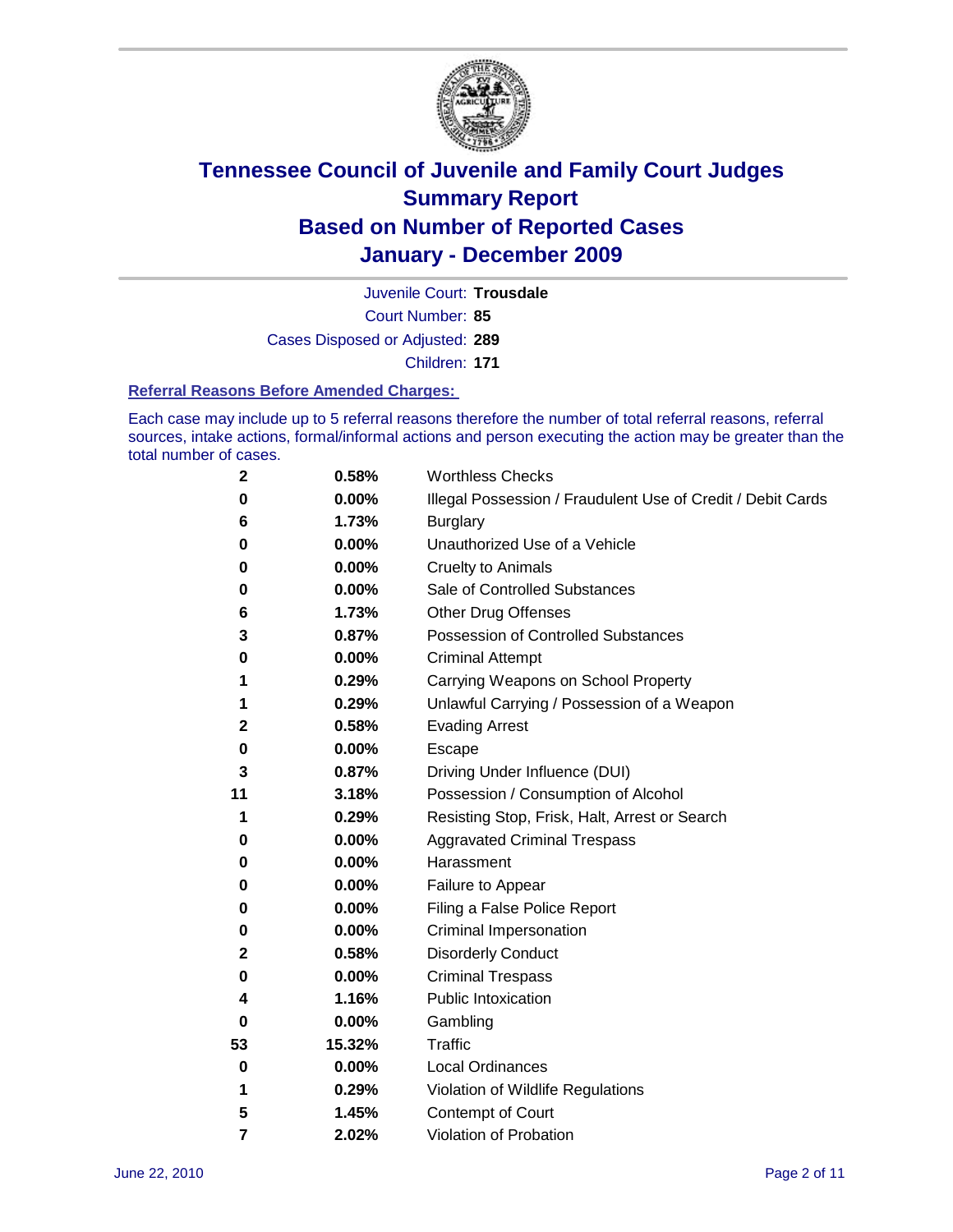# Tennessee Council of Juvenile and Family Court Judges
## Summary Report
## Based on Number of Reported Cases
## January - December 2009

Juvenile Court: **Trousdale**

Court Number: **85**

Cases Disposed or Adjusted: **289**

Children: **171**

### Referral Reasons Before Amended Charges:

Each case may include up to 5 referral reasons therefore the number of total referral reasons, referral sources, intake actions, formal/informal actions and person executing the action may be greater than the total number of cases.

| | | |
|---|---|---|
| 2 | 0.58% | Worthless Checks |
| 0 | 0.00% | Illegal Possession / Fraudulent Use of Credit / Debit Cards |
| 6 | 1.73% | Burglary |
| 0 | 0.00% | Unauthorized Use of a Vehicle |
| 0 | 0.00% | Cruelty to Animals |
| 0 | 0.00% | Sale of Controlled Substances |
| 6 | 1.73% | Other Drug Offenses |
| 3 | 0.87% | Possession of Controlled Substances |
| 0 | 0.00% | Criminal Attempt |
| 1 | 0.29% | Carrying Weapons on School Property |
| 1 | 0.29% | Unlawful Carrying / Possession of a Weapon |
| 2 | 0.58% | Evading Arrest |
| 0 | 0.00% | Escape |
| 3 | 0.87% | Driving Under Influence (DUI) |
| 11 | 3.18% | Possession / Consumption of Alcohol |
| 1 | 0.29% | Resisting Stop, Frisk, Halt, Arrest or Search |
| 0 | 0.00% | Aggravated Criminal Trespass |
| 0 | 0.00% | Harassment |
| 0 | 0.00% | Failure to Appear |
| 0 | 0.00% | Filing a False Police Report |
| 0 | 0.00% | Criminal Impersonation |
| 2 | 0.58% | Disorderly Conduct |
| 0 | 0.00% | Criminal Trespass |
| 4 | 1.16% | Public Intoxication |
| 0 | 0.00% | Gambling |
| 53 | 15.32% | Traffic |
| 0 | 0.00% | Local Ordinances |
| 1 | 0.29% | Violation of Wildlife Regulations |
| 5 | 1.45% | Contempt of Court |
| 7 | 2.02% | Violation of Probation |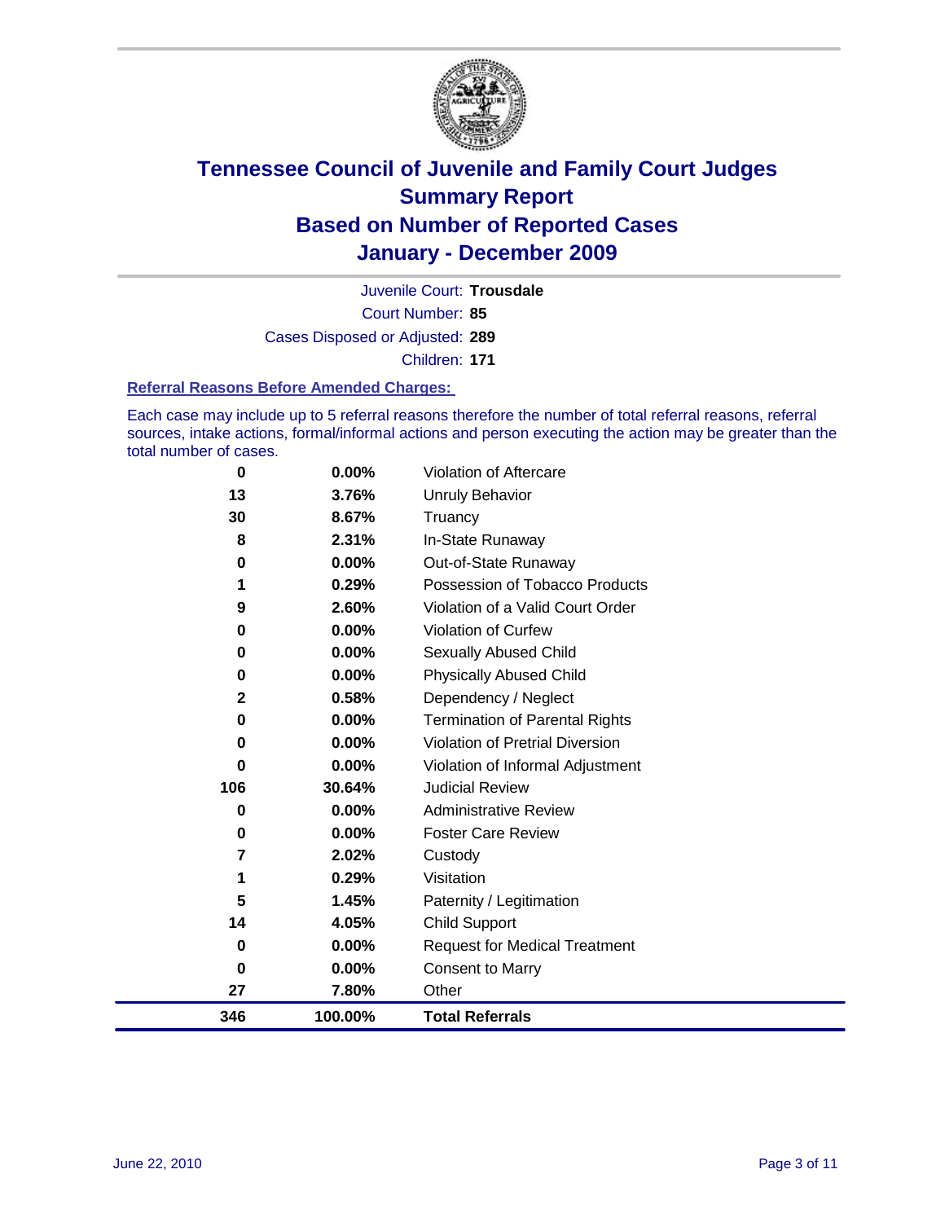# Tennessee Council of Juvenile and Family Court Judges
## Summary Report
## Based on Number of Reported Cases
## January - December 2009

Juvenile Court: **Trousdale**

Court Number: **85**

Cases Disposed or Adjusted: **289**

Children: **171**

### Referral Reasons Before Amended Charges:

Each case may include up to 5 referral reasons therefore the number of total referral reasons, referral sources, intake actions, formal/informal actions and person executing the action may be greater than the total number of cases.

| Count | Percent | Referral Reason |
|---|---|---|
| 0 | 0.00% | Violation of Aftercare |
| 13 | 3.76% | Unruly Behavior |
| 30 | 8.67% | Truancy |
| 8 | 2.31% | In-State Runaway |
| 0 | 0.00% | Out-of-State Runaway |
| 1 | 0.29% | Possession of Tobacco Products |
| 9 | 2.60% | Violation of a Valid Court Order |
| 0 | 0.00% | Violation of Curfew |
| 0 | 0.00% | Sexually Abused Child |
| 0 | 0.00% | Physically Abused Child |
| 2 | 0.58% | Dependency / Neglect |
| 0 | 0.00% | Termination of Parental Rights |
| 0 | 0.00% | Violation of Pretrial Diversion |
| 0 | 0.00% | Violation of Informal Adjustment |
| 106 | 30.64% | Judicial Review |
| 0 | 0.00% | Administrative Review |
| 0 | 0.00% | Foster Care Review |
| 7 | 2.02% | Custody |
| 1 | 0.29% | Visitation |
| 5 | 1.45% | Paternity / Legitimation |
| 14 | 4.05% | Child Support |
| 0 | 0.00% | Request for Medical Treatment |
| 0 | 0.00% | Consent to Marry |
| 27 | 7.80% | Other |
| **346** | **100.00%** | **Total Referrals** |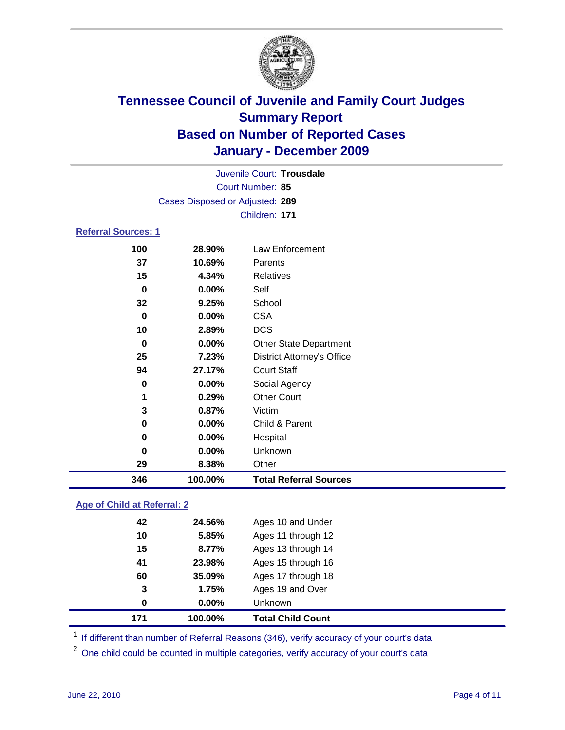# Tennessee Council of Juvenile and Family Court Judges
## Summary Report
## Based on Number of Reported Cases
## January - December 2009

Juvenile Court: **Trousdale**
Court Number: **85**
Cases Disposed or Adjusted: **289**
Children: **171**

### Referral Sources: 1

| Count | Percent | Source |
|---|---|---|
| 100 | 28.90% | Law Enforcement |
| 37 | 10.69% | Parents |
| 15 | 4.34% | Relatives |
| 0 | 0.00% | Self |
| 32 | 9.25% | School |
| 0 | 0.00% | CSA |
| 10 | 2.89% | DCS |
| 0 | 0.00% | Other State Department |
| 25 | 7.23% | District Attorney's Office |
| 94 | 27.17% | Court Staff |
| 0 | 0.00% | Social Agency |
| 1 | 0.29% | Other Court |
| 3 | 0.87% | Victim |
| 0 | 0.00% | Child & Parent |
| 0 | 0.00% | Hospital |
| 0 | 0.00% | Unknown |
| 29 | 8.38% | Other |
| **346** | **100.00%** | **Total Referral Sources** |

### Age of Child at Referral: 2

| Count | Percent | Age |
|---|---|---|
| 42 | 24.56% | Ages 10 and Under |
| 10 | 5.85% | Ages 11 through 12 |
| 15 | 8.77% | Ages 13 through 14 |
| 41 | 23.98% | Ages 15 through 16 |
| 60 | 35.09% | Ages 17 through 18 |
| 3 | 1.75% | Ages 19 and Over |
| 0 | 0.00% | Unknown |
| **171** | **100.00%** | **Total Child Count** |

[1] If different than number of Referral Reasons (346), verify accuracy of your court's data.

[2] One child could be counted in multiple categories, verify accuracy of your court's data

June 22, 2010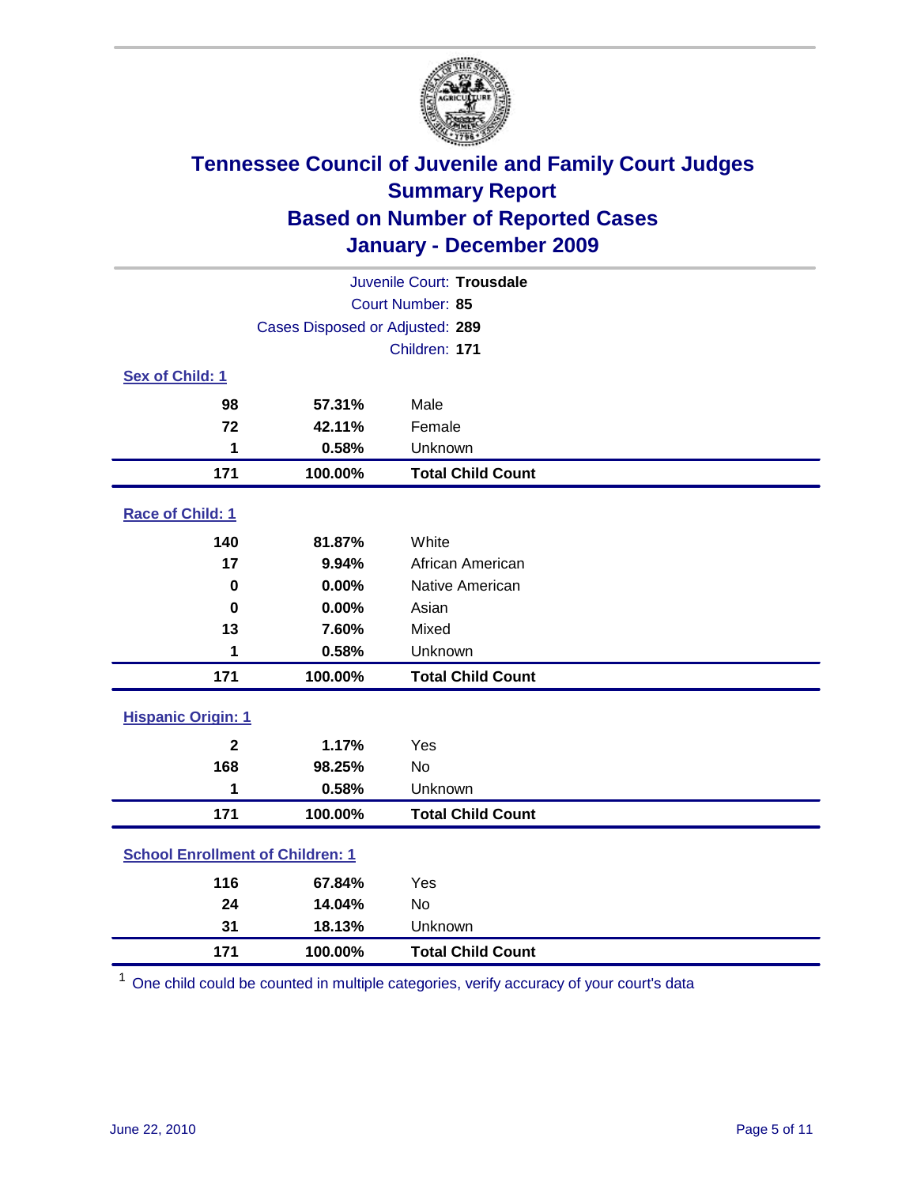# Tennessee Council of Juvenile and Family Court Judges
## Summary Report
## Based on Number of Reported Cases
## January - December 2009

Juvenile Court: **Trousdale**
Court Number: **85**
Cases Disposed or Adjusted: **289**
Children: **171**

### Sex of Child: 1

| Count | Percent | Category |
|---|---|---|
| 98 | 57.31% | Male |
| 72 | 42.11% | Female |
| 1 | 0.58% | Unknown |
| **171** | **100.00%** | **Total Child Count** |

### Race of Child: 1

| Count | Percent | Category |
|---|---|---|
| 140 | 81.87% | White |
| 17 | 9.94% | African American |
| 0 | 0.00% | Native American |
| 0 | 0.00% | Asian |
| 13 | 7.60% | Mixed |
| 1 | 0.58% | Unknown |
| **171** | **100.00%** | **Total Child Count** |

### Hispanic Origin: 1

| Count | Percent | Category |
|---|---|---|
| 2 | 1.17% | Yes |
| 168 | 98.25% | No |
| 1 | 0.58% | Unknown |
| **171** | **100.00%** | **Total Child Count** |

### School Enrollment of Children: 1

| Count | Percent | Category |
|---|---|---|
| 116 | 67.84% | Yes |
| 24 | 14.04% | No |
| 31 | 18.13% | Unknown |
| **171** | **100.00%** | **Total Child Count** |

[1] One child could be counted in multiple categories, verify accuracy of your court's data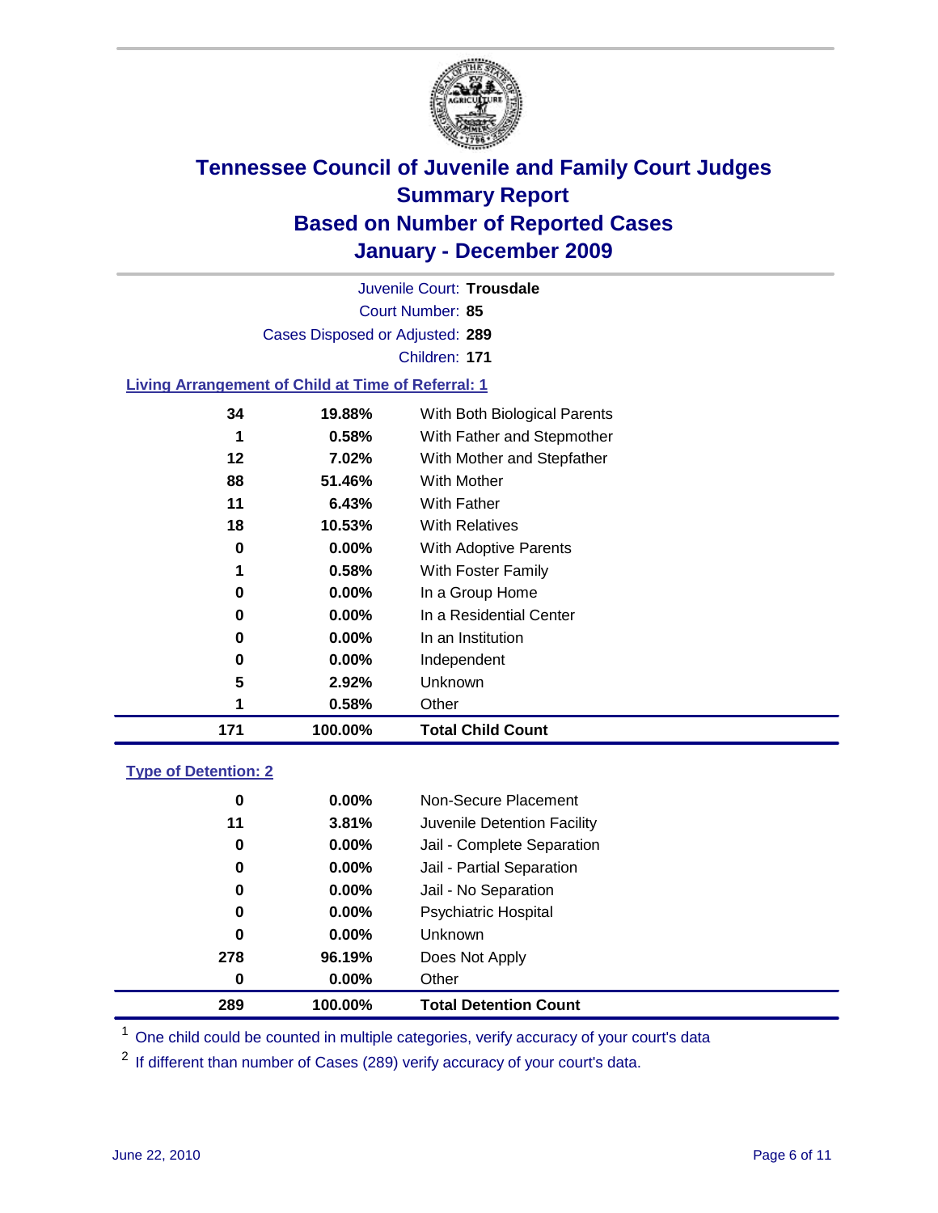# Tennessee Council of Juvenile and Family Court Judges
## Summary Report
## Based on Number of Reported Cases
## January - December 2009

Juvenile Court: **Trousdale**
Court Number: **85**
Cases Disposed or Adjusted: **289**
Children: **171**

### Living Arrangement of Child at Time of Referral: 1

| | | |
|---|---|---|
| 34 | 19.88% | With Both Biological Parents |
| 1 | 0.58% | With Father and Stepmother |
| 12 | 7.02% | With Mother and Stepfather |
| 88 | 51.46% | With Mother |
| 11 | 6.43% | With Father |
| 18 | 10.53% | With Relatives |
| 0 | 0.00% | With Adoptive Parents |
| 1 | 0.58% | With Foster Family |
| 0 | 0.00% | In a Group Home |
| 0 | 0.00% | In a Residential Center |
| 0 | 0.00% | In an Institution |
| 0 | 0.00% | Independent |
| 5 | 2.92% | Unknown |
| 1 | 0.58% | Other |
| **171** | **100.00%** | **Total Child Count** |

### Type of Detention: 2

| | | |
|---|---|---|
| 0 | 0.00% | Non-Secure Placement |
| 11 | 3.81% | Juvenile Detention Facility |
| 0 | 0.00% | Jail - Complete Separation |
| 0 | 0.00% | Jail - Partial Separation |
| 0 | 0.00% | Jail - No Separation |
| 0 | 0.00% | Psychiatric Hospital |
| 0 | 0.00% | Unknown |
| 278 | 96.19% | Does Not Apply |
| 0 | 0.00% | Other |
| **289** | **100.00%** | **Total Detention Count** |

[1] One child could be counted in multiple categories, verify accuracy of your court's data

[2] If different than number of Cases (289) verify accuracy of your court's data.

June 22, 2010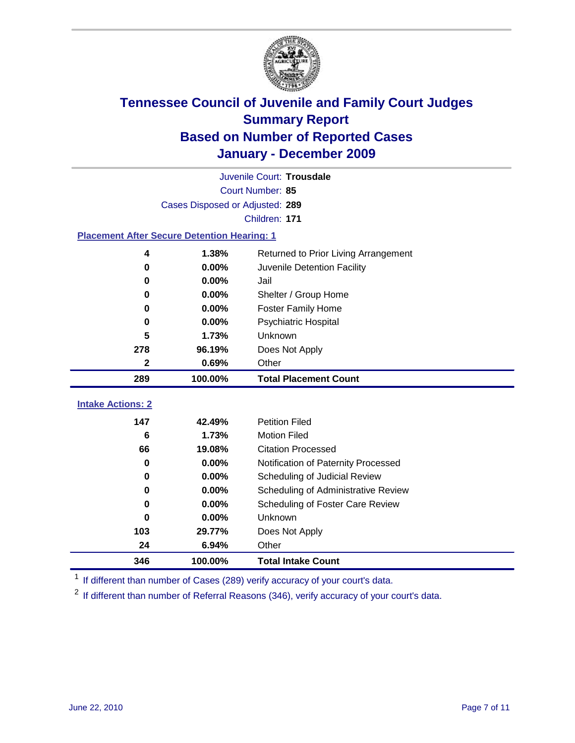# Tennessee Council of Juvenile and Family Court Judges
## Summary Report
## Based on Number of Reported Cases
## January - December 2009

Juvenile Court: **Trousdale**

Court Number: **85**

Cases Disposed or Adjusted: **289**

Children: **171**

### Placement After Secure Detention Hearing: 1

| | | |
|---|---|---|
| 4 | 1.38% | Returned to Prior Living Arrangement |
| 0 | 0.00% | Juvenile Detention Facility |
| 0 | 0.00% | Jail |
| 0 | 0.00% | Shelter / Group Home |
| 0 | 0.00% | Foster Family Home |
| 0 | 0.00% | Psychiatric Hospital |
| 5 | 1.73% | Unknown |
| 278 | 96.19% | Does Not Apply |
| 2 | 0.69% | Other |
| **289** | **100.00%** | **Total Placement Count** |

### Intake Actions: 2

| | | |
|---|---|---|
| 147 | 42.49% | Petition Filed |
| 6 | 1.73% | Motion Filed |
| 66 | 19.08% | Citation Processed |
| 0 | 0.00% | Notification of Paternity Processed |
| 0 | 0.00% | Scheduling of Judicial Review |
| 0 | 0.00% | Scheduling of Administrative Review |
| 0 | 0.00% | Scheduling of Foster Care Review |
| 0 | 0.00% | Unknown |
| 103 | 29.77% | Does Not Apply |
| 24 | 6.94% | Other |
| **346** | **100.00%** | **Total Intake Count** |

[1] If different than number of Cases (289) verify accuracy of your court's data.

[2] If different than number of Referral Reasons (346), verify accuracy of your court's data.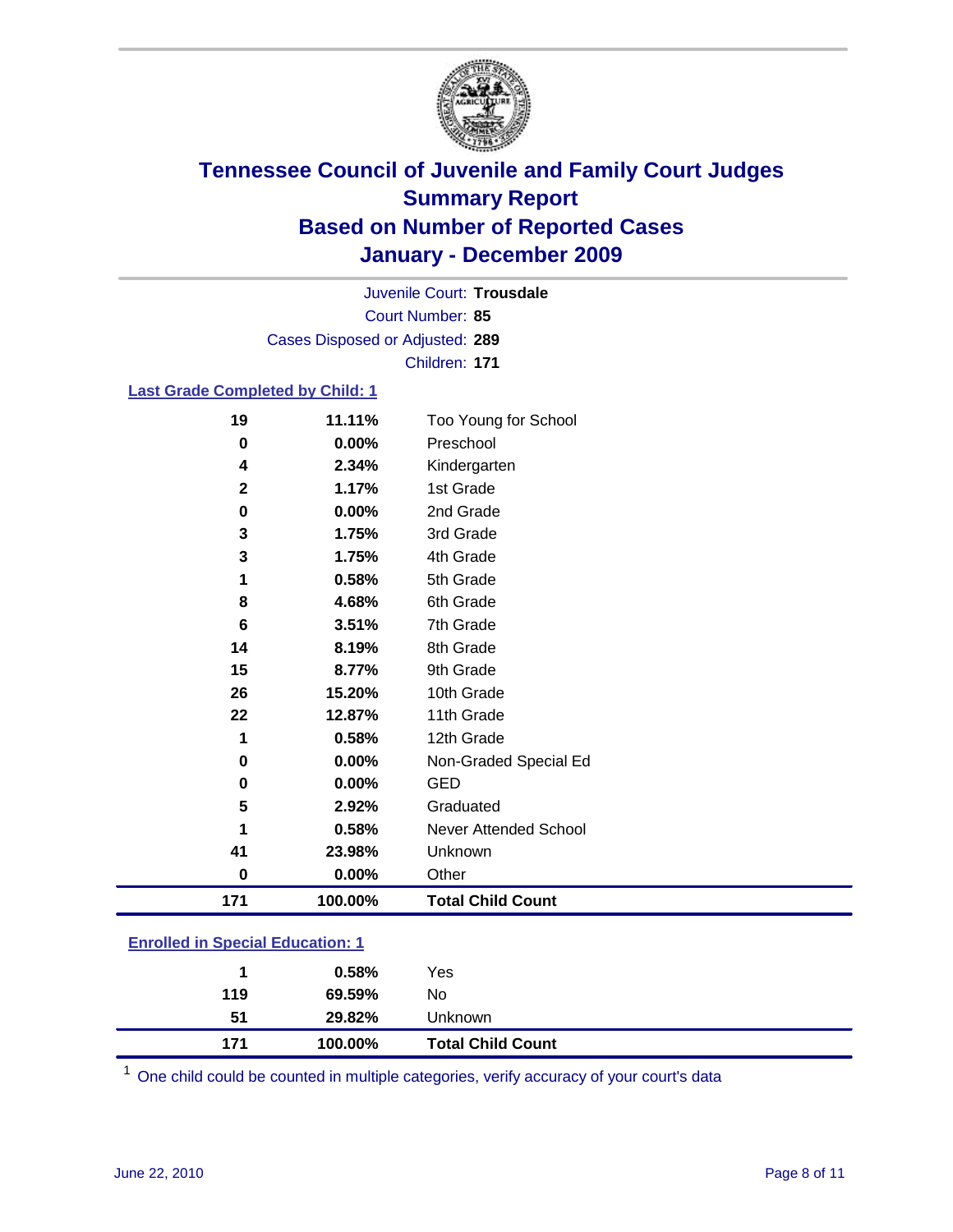# Tennessee Council of Juvenile and Family Court Judges
## Summary Report
## Based on Number of Reported Cases
## January - December 2009

Juvenile Court: **Trousdale**

Court Number: **85**

Cases Disposed or Adjusted: **289**

Children: **171**

### Last Grade Completed by Child: 1

| | | |
|---|---|---|
| 19 | 11.11% | Too Young for School |
| 0 | 0.00% | Preschool |
| 4 | 2.34% | Kindergarten |
| 2 | 1.17% | 1st Grade |
| 0 | 0.00% | 2nd Grade |
| 3 | 1.75% | 3rd Grade |
| 3 | 1.75% | 4th Grade |
| 1 | 0.58% | 5th Grade |
| 8 | 4.68% | 6th Grade |
| 6 | 3.51% | 7th Grade |
| 14 | 8.19% | 8th Grade |
| 15 | 8.77% | 9th Grade |
| 26 | 15.20% | 10th Grade |
| 22 | 12.87% | 11th Grade |
| 1 | 0.58% | 12th Grade |
| 0 | 0.00% | Non-Graded Special Ed |
| 0 | 0.00% | GED |
| 5 | 2.92% | Graduated |
| 1 | 0.58% | Never Attended School |
| 41 | 23.98% | Unknown |
| 0 | 0.00% | Other |
| **171** | **100.00%** | **Total Child Count** |

### Enrolled in Special Education: 1

| | | |
|---|---|---|
| 1 | 0.58% | Yes |
| 119 | 69.59% | No |
| 51 | 29.82% | Unknown |
| **171** | **100.00%** | **Total Child Count** |

[1] One child could be counted in multiple categories, verify accuracy of your court's data

June 22, 2010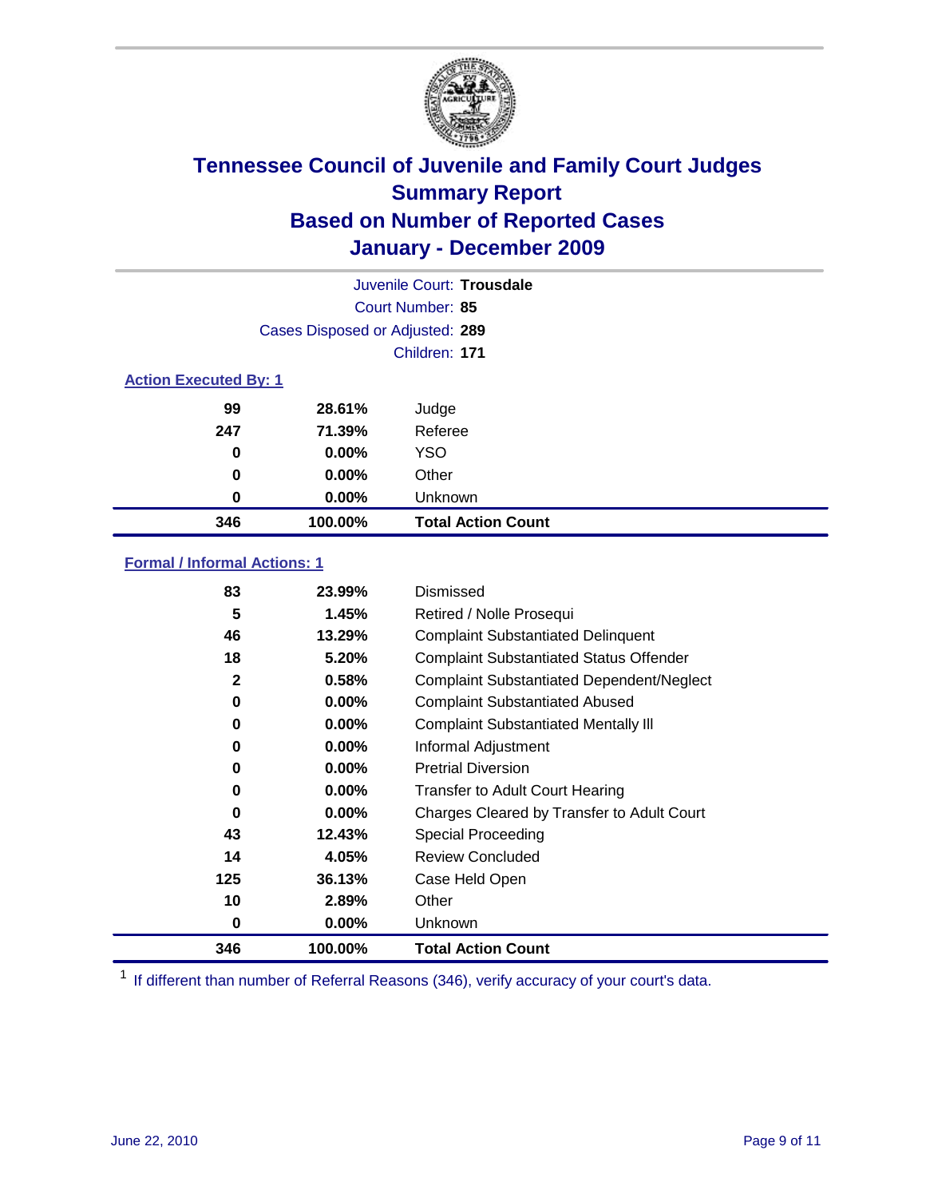# Tennessee Council of Juvenile and Family Court Judges
## Summary Report
## Based on Number of Reported Cases
## January - December 2009

Juvenile Court: **Trousdale**

Court Number: **85**

Cases Disposed or Adjusted: **289**

Children: **171**

### Action Executed By: 1

| | | |
|---|---|---|
| 99 | 28.61% | Judge |
| 247 | 71.39% | Referee |
| 0 | 0.00% | YSO |
| 0 | 0.00% | Other |
| 0 | 0.00% | Unknown |
| **346** | **100.00%** | **Total Action Count** |

### Formal / Informal Actions: 1

| | | |
|---|---|---|
| 83 | 23.99% | Dismissed |
| 5 | 1.45% | Retired / Nolle Prosequi |
| 46 | 13.29% | Complaint Substantiated Delinquent |
| 18 | 5.20% | Complaint Substantiated Status Offender |
| 2 | 0.58% | Complaint Substantiated Dependent/Neglect |
| 0 | 0.00% | Complaint Substantiated Abused |
| 0 | 0.00% | Complaint Substantiated Mentally Ill |
| 0 | 0.00% | Informal Adjustment |
| 0 | 0.00% | Pretrial Diversion |
| 0 | 0.00% | Transfer to Adult Court Hearing |
| 0 | 0.00% | Charges Cleared by Transfer to Adult Court |
| 43 | 12.43% | Special Proceeding |
| 14 | 4.05% | Review Concluded |
| 125 | 36.13% | Case Held Open |
| 10 | 2.89% | Other |
| 0 | 0.00% | Unknown |
| **346** | **100.00%** | **Total Action Count** |

[1] If different than number of Referral Reasons (346), verify accuracy of your court's data.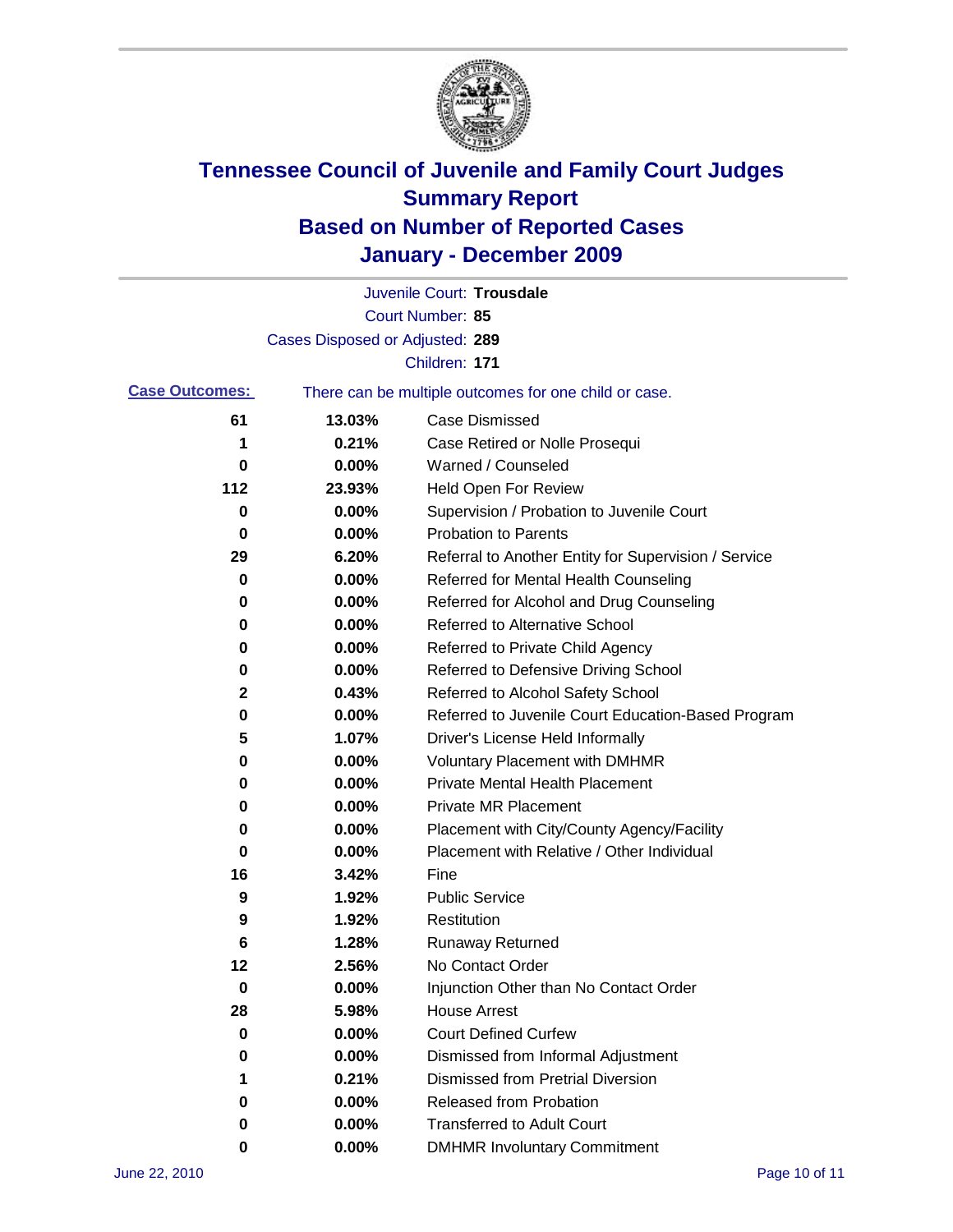# Tennessee Council of Juvenile and Family Court Judges
## Summary Report
## Based on Number of Reported Cases
## January - December 2009

Juvenile Court: **Trousdale**
Court Number: **85**
Cases Disposed or Adjusted: **289**
Children: **171**

**Case Outcomes:** There can be multiple outcomes for one child or case.

| Count | Percent | Outcome |
|---|---|---|
| 61 | 13.03% | Case Dismissed |
| 1 | 0.21% | Case Retired or Nolle Prosequi |
| 0 | 0.00% | Warned / Counseled |
| 112 | 23.93% | Held Open For Review |
| 0 | 0.00% | Supervision / Probation to Juvenile Court |
| 0 | 0.00% | Probation to Parents |
| 29 | 6.20% | Referral to Another Entity for Supervision / Service |
| 0 | 0.00% | Referred for Mental Health Counseling |
| 0 | 0.00% | Referred for Alcohol and Drug Counseling |
| 0 | 0.00% | Referred to Alternative School |
| 0 | 0.00% | Referred to Private Child Agency |
| 0 | 0.00% | Referred to Defensive Driving School |
| 2 | 0.43% | Referred to Alcohol Safety School |
| 0 | 0.00% | Referred to Juvenile Court Education-Based Program |
| 5 | 1.07% | Driver's License Held Informally |
| 0 | 0.00% | Voluntary Placement with DMHMR |
| 0 | 0.00% | Private Mental Health Placement |
| 0 | 0.00% | Private MR Placement |
| 0 | 0.00% | Placement with City/County Agency/Facility |
| 0 | 0.00% | Placement with Relative / Other Individual |
| 16 | 3.42% | Fine |
| 9 | 1.92% | Public Service |
| 9 | 1.92% | Restitution |
| 6 | 1.28% | Runaway Returned |
| 12 | 2.56% | No Contact Order |
| 0 | 0.00% | Injunction Other than No Contact Order |
| 28 | 5.98% | House Arrest |
| 0 | 0.00% | Court Defined Curfew |
| 0 | 0.00% | Dismissed from Informal Adjustment |
| 1 | 0.21% | Dismissed from Pretrial Diversion |
| 0 | 0.00% | Released from Probation |
| 0 | 0.00% | Transferred to Adult Court |
| 0 | 0.00% | DMHMR Involuntary Commitment |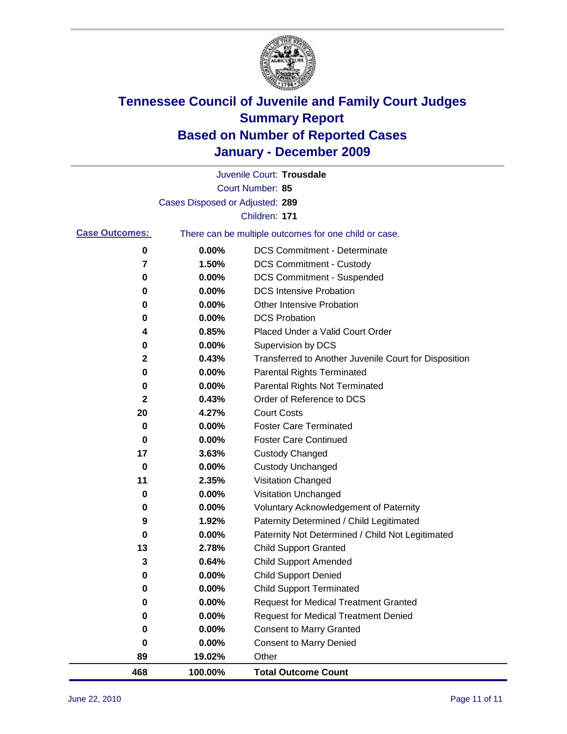# Tennessee Council of Juvenile and Family Court Judges
## Summary Report
## Based on Number of Reported Cases
## January - December 2009

Juvenile Court: **Trousdale**

Court Number: **85**

Cases Disposed or Adjusted: **289**

Children: **171**

**Case Outcomes:** There can be multiple outcomes for one child or case.

| | | |
|---|---|---|
| 0 | 0.00% | DCS Commitment - Determinate |
| 7 | 1.50% | DCS Commitment - Custody |
| 0 | 0.00% | DCS Commitment - Suspended |
| 0 | 0.00% | DCS Intensive Probation |
| 0 | 0.00% | Other Intensive Probation |
| 0 | 0.00% | DCS Probation |
| 4 | 0.85% | Placed Under a Valid Court Order |
| 0 | 0.00% | Supervision by DCS |
| 2 | 0.43% | Transferred to Another Juvenile Court for Disposition |
| 0 | 0.00% | Parental Rights Terminated |
| 0 | 0.00% | Parental Rights Not Terminated |
| 2 | 0.43% | Order of Reference to DCS |
| 20 | 4.27% | Court Costs |
| 0 | 0.00% | Foster Care Terminated |
| 0 | 0.00% | Foster Care Continued |
| 17 | 3.63% | Custody Changed |
| 0 | 0.00% | Custody Unchanged |
| 11 | 2.35% | Visitation Changed |
| 0 | 0.00% | Visitation Unchanged |
| 0 | 0.00% | Voluntary Acknowledgement of Paternity |
| 9 | 1.92% | Paternity Determined / Child Legitimated |
| 0 | 0.00% | Paternity Not Determined / Child Not Legitimated |
| 13 | 2.78% | Child Support Granted |
| 3 | 0.64% | Child Support Amended |
| 0 | 0.00% | Child Support Denied |
| 0 | 0.00% | Child Support Terminated |
| 0 | 0.00% | Request for Medical Treatment Granted |
| 0 | 0.00% | Request for Medical Treatment Denied |
| 0 | 0.00% | Consent to Marry Granted |
| 0 | 0.00% | Consent to Marry Denied |
| 89 | 19.02% | Other |
| **468** | **100.00%** | **Total Outcome Count** |